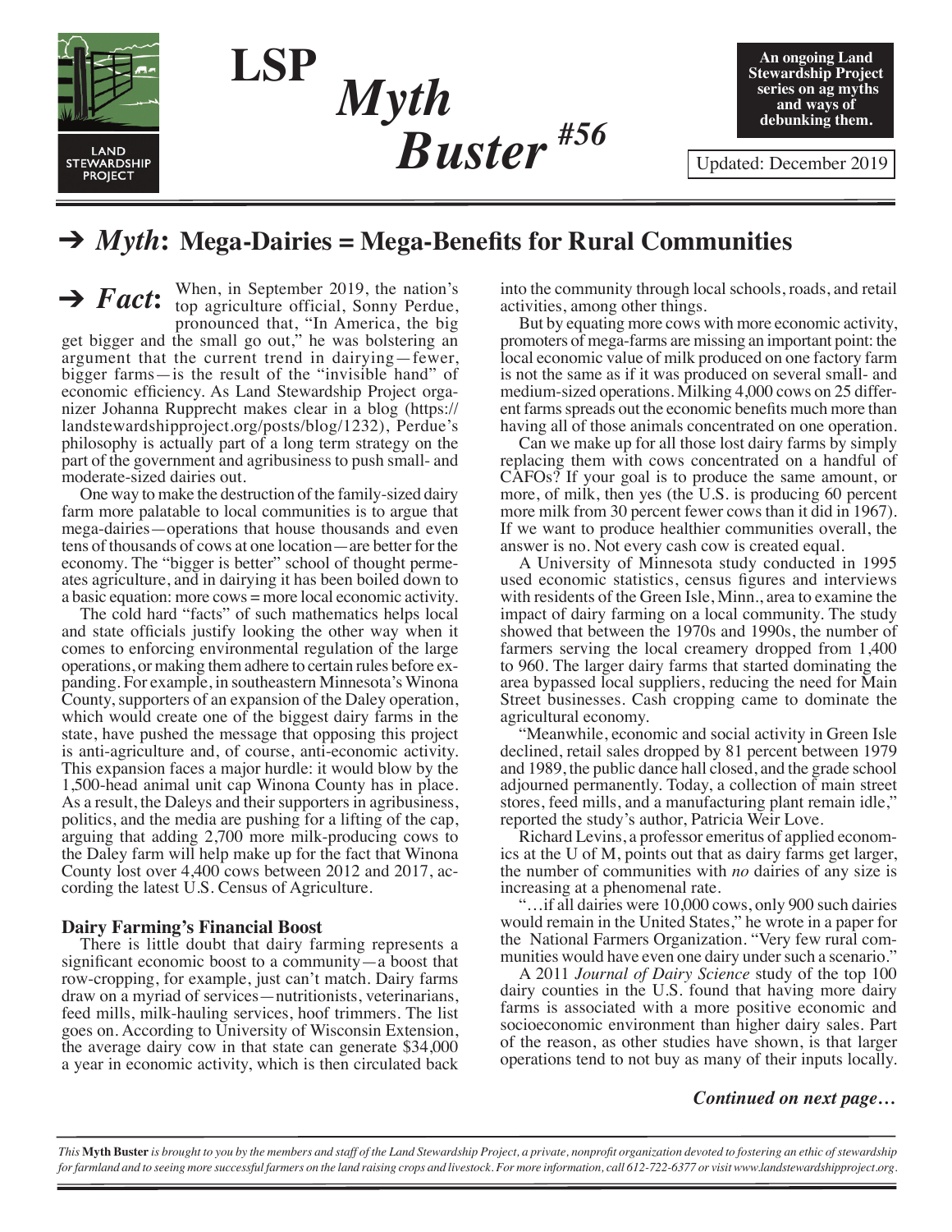# LSP *Myth Buster* #56

**An ongoing Land Stewardship Project series on ag myths and ways of debunking them.**

Updated: December 2019

## ➔ *Myth*: Mega-Dairies = Mega-Benefits for Rural Communities

**➔ *Fact*:** When, in September 2019, the nation's top agriculture official, Sonny Perdue, pronounced that, "In America, the big get bigger and the small go out," he was bolstering an argument that the current trend in dairying—fewer, bigger farms—is the result of the "invisible hand" of economic efficiency. As Land Stewardship Project organizer Johanna Rupprecht makes clear in a blog (https://landstewardshipproject.org/posts/blog/1232), Perdue's philosophy is actually part of a long term strategy on the part of the government and agribusiness to push small- and moderate-sized dairies out.

One way to make the destruction of the family-sized dairy farm more palatable to local communities is to argue that mega-dairies—operations that house thousands and even tens of thousands of cows at one location—are better for the economy. The "bigger is better" school of thought permeates agriculture, and in dairying it has been boiled down to a basic equation: more cows = more local economic activity.

The cold hard "facts" of such mathematics helps local and state officials justify looking the other way when it comes to enforcing environmental regulation of the large operations, or making them adhere to certain rules before expanding. For example, in southeastern Minnesota's Winona County, supporters of an expansion of the Daley operation, which would create one of the biggest dairy farms in the state, have pushed the message that opposing this project is anti-agriculture and, of course, anti-economic activity. This expansion faces a major hurdle: it would blow by the 1,500-head animal unit cap Winona County has in place. As a result, the Daleys and their supporters in agribusiness, politics, and the media are pushing for a lifting of the cap, arguing that adding 2,700 more milk-producing cows to the Daley farm will help make up for the fact that Winona County lost over 4,400 cows between 2012 and 2017, according the latest U.S. Census of Agriculture.

### Dairy Farming's Financial Boost

There is little doubt that dairy farming represents a significant economic boost to a community—a boost that row-cropping, for example, just can't match. Dairy farms draw on a myriad of services—nutritionists, veterinarians, feed mills, milk-hauling services, hoof trimmers. The list goes on. According to University of Wisconsin Extension, the average dairy cow in that state can generate $34,000 a year in economic activity, which is then circulated back into the community through local schools, roads, and retail activities, among other things.

But by equating more cows with more economic activity, promoters of mega-farms are missing an important point: the local economic value of milk produced on one factory farm is not the same as if it was produced on several small- and medium-sized operations. Milking 4,000 cows on 25 different farms spreads out the economic benefits much more than having all of those animals concentrated on one operation.

Can we make up for all those lost dairy farms by simply replacing them with cows concentrated on a handful of CAFOs? If your goal is to produce the same amount, or more, of milk, then yes (the U.S. is producing 60 percent more milk from 30 percent fewer cows than it did in 1967). If we want to produce healthier communities overall, the answer is no. Not every cash cow is created equal.

A University of Minnesota study conducted in 1995 used economic statistics, census figures and interviews with residents of the Green Isle, Minn., area to examine the impact of dairy farming on a local community. The study showed that between the 1970s and 1990s, the number of farmers serving the local creamery dropped from 1,400 to 960. The larger dairy farms that started dominating the area bypassed local suppliers, reducing the need for Main Street businesses. Cash cropping came to dominate the agricultural economy.

"Meanwhile, economic and social activity in Green Isle declined, retail sales dropped by 81 percent between 1979 and 1989, the public dance hall closed, and the grade school adjourned permanently. Today, a collection of main street stores, feed mills, and a manufacturing plant remain idle," reported the study's author, Patricia Weir Love.

Richard Levins, a professor emeritus of applied economics at the U of M, points out that as dairy farms get larger, the number of communities with *no* dairies of any size is increasing at a phenomenal rate.

"…if all dairies were 10,000 cows, only 900 such dairies would remain in the United States," he wrote in a paper for the National Farmers Organization. "Very few rural communities would have even one dairy under such a scenario."

A 2011 *Journal of Dairy Science* study of the top 100 dairy counties in the U.S. found that having more dairy farms is associated with a more positive economic and socioeconomic environment than higher dairy sales. Part of the reason, as other studies have shown, is that larger operations tend to not buy as many of their inputs locally.

***Continued on next page…***

*This* **Myth Buster** *is brought to you by the members and staff of the Land Stewardship Project, a private, nonprofit organization devoted to fostering an ethic of stewardship for farmland and to seeing more successful farmers on the land raising crops and livestock. For more information, call 612-722-6377 or visit www.landstewardshipproject.org.*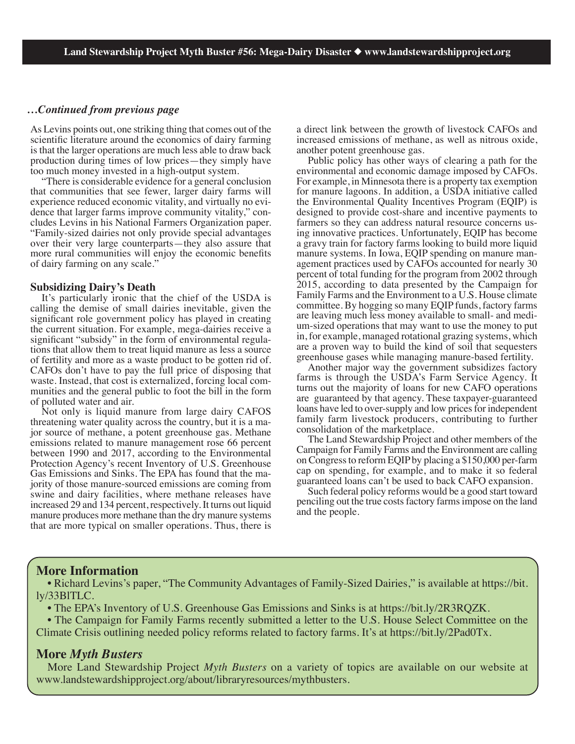*…Continued from previous page*

As Levins points out, one striking thing that comes out of the scientific literature around the economics of dairy farming is that the larger operations are much less able to draw back production during times of low prices—they simply have too much money invested in a high-output system.

"There is considerable evidence for a general conclusion that communities that see fewer, larger dairy farms will experience reduced economic vitality, and virtually no evidence that larger farms improve community vitality," concludes Levins in his National Farmers Organization paper. "Family-sized dairies not only provide special advantages over their very large counterparts—they also assure that more rural communities will enjoy the economic benefits of dairy farming on any scale."

### Subsidizing Dairy's Death

It's particularly ironic that the chief of the USDA is calling the demise of small dairies inevitable, given the significant role government policy has played in creating the current situation. For example, mega-dairies receive a significant "subsidy" in the form of environmental regulations that allow them to treat liquid manure as less a source of fertility and more as a waste product to be gotten rid of. CAFOs don't have to pay the full price of disposing that waste. Instead, that cost is externalized, forcing local communities and the general public to foot the bill in the form of polluted water and air.

Not only is liquid manure from large dairy CAFOS threatening water quality across the country, but it is a major source of methane, a potent greenhouse gas. Methane emissions related to manure management rose 66 percent between 1990 and 2017, according to the Environmental Protection Agency's recent Inventory of U.S. Greenhouse Gas Emissions and Sinks. The EPA has found that the majority of those manure-sourced emissions are coming from swine and dairy facilities, where methane releases have increased 29 and 134 percent, respectively. It turns out liquid manure produces more methane than the dry manure systems that are more typical on smaller operations. Thus, there is a direct link between the growth of livestock CAFOs and increased emissions of methane, as well as nitrous oxide, another potent greenhouse gas.

Public policy has other ways of clearing a path for the environmental and economic damage imposed by CAFOs. For example, in Minnesota there is a property tax exemption for manure lagoons. In addition, a USDA initiative called the Environmental Quality Incentives Program (EQIP) is designed to provide cost-share and incentive payments to farmers so they can address natural resource concerns using innovative practices. Unfortunately, EQIP has become a gravy train for factory farms looking to build more liquid manure systems. In Iowa, EQIP spending on manure management practices used by CAFOs accounted for nearly 30 percent of total funding for the program from 2002 through 2015, according to data presented by the Campaign for Family Farms and the Environment to a U.S. House climate committee. By hogging so many EQIP funds, factory farms are leaving much less money available to small- and medium-sized operations that may want to use the money to put in, for example, managed rotational grazing systems, which are a proven way to build the kind of soil that sequesters greenhouse gases while managing manure-based fertility.

Another major way the government subsidizes factory farms is through the USDA's Farm Service Agency. It turns out the majority of loans for new CAFO operations are guaranteed by that agency. These taxpayer-guaranteed loans have led to over-supply and low prices for independent family farm livestock producers, contributing to further consolidation of the marketplace.

The Land Stewardship Project and other members of the Campaign for Family Farms and the Environment are calling on Congress to reform EQIP by placing a $150,000 per-farm cap on spending, for example, and to make it so federal guaranteed loans can't be used to back CAFO expansion.

Such federal policy reforms would be a good start toward penciling out the true costs factory farms impose on the land and the people.

## More Information

- Richard Levins's paper, "The Community Advantages of Family-Sized Dairies," is available at https://bit.ly/33BlTLC.
- The EPA's Inventory of U.S. Greenhouse Gas Emissions and Sinks is at https://bit.ly/2R3RQZK.
- The Campaign for Family Farms recently submitted a letter to the U.S. House Select Committee on the Climate Crisis outlining needed policy reforms related to factory farms. It's at https://bit.ly/2Pad0Tx.

## More *Myth Busters*

More Land Stewardship Project *Myth Busters* on a variety of topics are available on our website at www.landstewardshipproject.org/about/libraryresources/mythbusters.